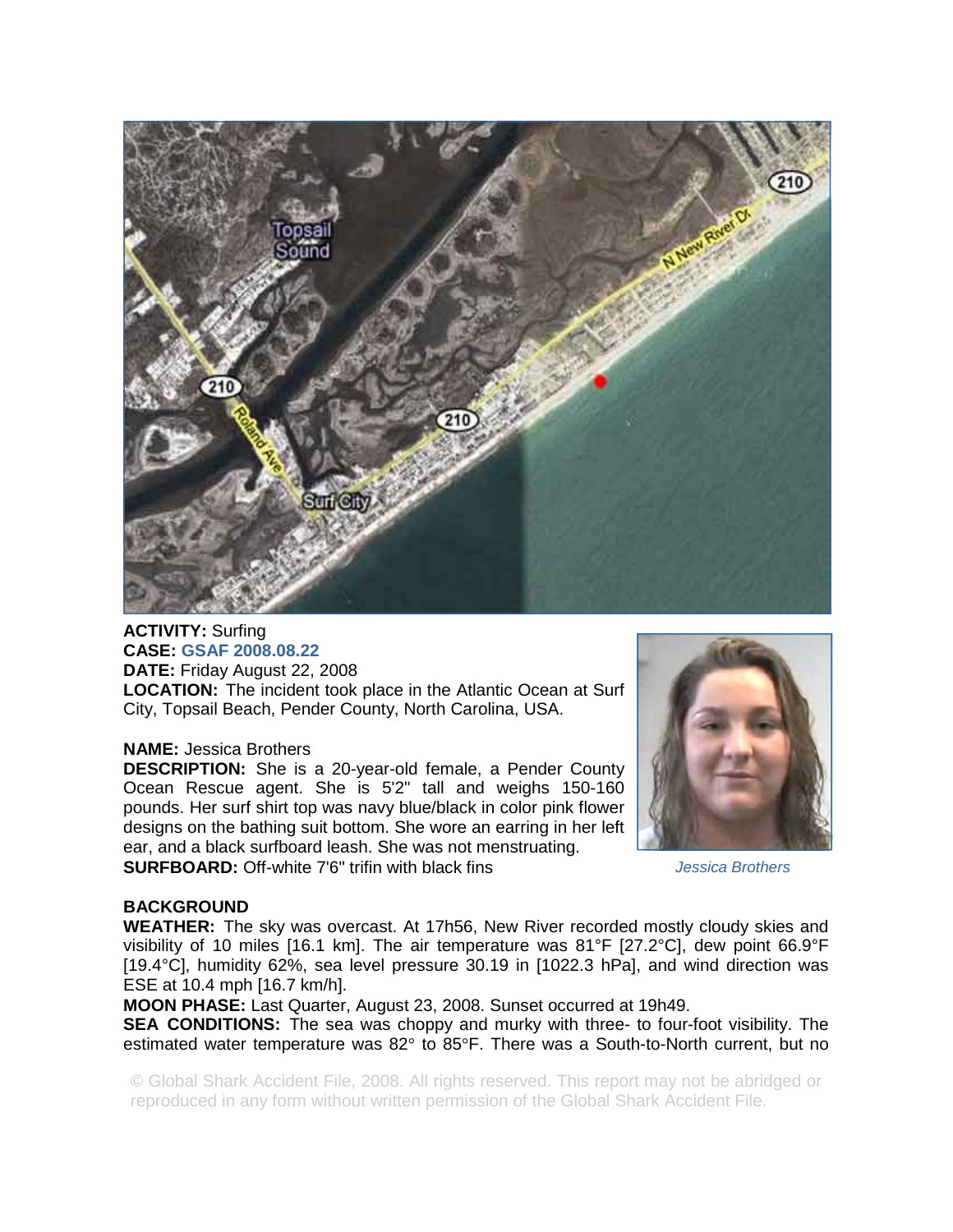**ACTIVITY:** Surfing
**CASE:** GSAF 2008.08.22
**DATE:** Friday August 22, 2008
**LOCATION:** The incident took place in the Atlantic Ocean at Surf City, Topsail Beach, Pender County, North Carolina, USA.

**NAME:** Jessica Brothers
**DESCRIPTION:** She is a 20-year-old female, a Pender County Ocean Rescue agent. She is 5'2" tall and weighs 150-160 pounds. Her surf shirt top was navy blue/black in color pink flower designs on the bathing suit bottom. She wore an earring in her left ear, and a black surfboard leash. She was not menstruating.
**SURFBOARD:** Off-white 7'6" trifin with black fins

*Jessica Brothers*

**BACKGROUND**
**WEATHER:** The sky was overcast. At 17h56, New River recorded mostly cloudy skies and visibility of 10 miles [16.1 km]. The air temperature was 81°F [27.2°C], dew point 66.9°F [19.4°C], humidity 62%, sea level pressure 30.19 in [1022.3 hPa], and wind direction was ESE at 10.4 mph [16.7 km/h].
**MOON PHASE:** Last Quarter, August 23, 2008. Sunset occurred at 19h49.
**SEA CONDITIONS:** The sea was choppy and murky with three- to four-foot visibility. The estimated water temperature was 82° to 85°F. There was a South-to-North current, but no

© Global Shark Accident File, 2008. All rights reserved. This report may not be abridged or reproduced in any form without written permission of the Global Shark Accident File.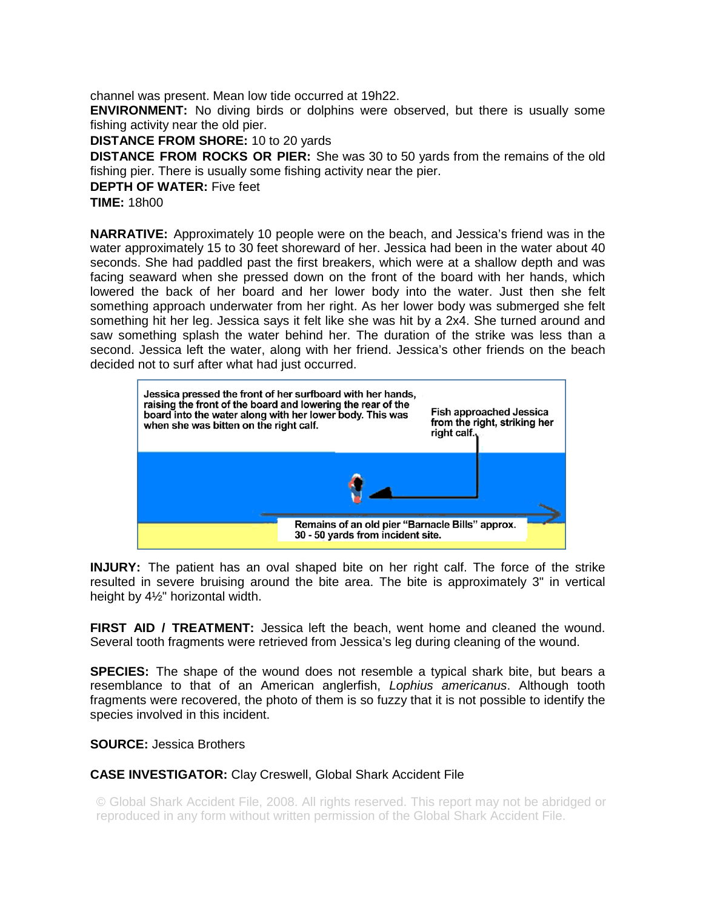channel was present. Mean low tide occurred at 19h22.

**ENVIRONMENT:** No diving birds or dolphins were observed, but there is usually some fishing activity near the old pier.

**DISTANCE FROM SHORE:** 10 to 20 yards

**DISTANCE FROM ROCKS OR PIER:** She was 30 to 50 yards from the remains of the old fishing pier. There is usually some fishing activity near the pier.

**DEPTH OF WATER:** Five feet

**TIME:** 18h00

**NARRATIVE:** Approximately 10 people were on the beach, and Jessica's friend was in the water approximately 15 to 30 feet shoreward of her. Jessica had been in the water about 40 seconds. She had paddled past the first breakers, which were at a shallow depth and was facing seaward when she pressed down on the front of the board with her hands, which lowered the back of her board and her lower body into the water. Just then she felt something approach underwater from her right. As her lower body was submerged she felt something hit her leg. Jessica says it felt like she was hit by a 2x4. She turned around and saw something splash the water behind her. The duration of the strike was less than a second. Jessica left the water, along with her friend. Jessica's other friends on the beach decided not to surf after what had just occurred.

Jessica pressed the front of her surfboard with her hands, raising the front of the board and lowering the rear of the board into the water along with her lower body. This was when she was bitten on the right calf.

Fish approached Jessica from the right, striking her right calf.

Remains of an old pier "Barnacle Bills" approx. 30 - 50 yards from incident site.

**INJURY:** The patient has an oval shaped bite on her right calf. The force of the strike resulted in severe bruising around the bite area. The bite is approximately 3" in vertical height by 4½" horizontal width.

**FIRST AID / TREATMENT:** Jessica left the beach, went home and cleaned the wound. Several tooth fragments were retrieved from Jessica's leg during cleaning of the wound.

**SPECIES:** The shape of the wound does not resemble a typical shark bite, but bears a resemblance to that of an American anglerfish, *Lophius americanus*. Although tooth fragments were recovered, the photo of them is so fuzzy that it is not possible to identify the species involved in this incident.

**SOURCE:** Jessica Brothers

**CASE INVESTIGATOR:** Clay Creswell, Global Shark Accident File

© Global Shark Accident File, 2008. All rights reserved. This report may not be abridged or reproduced in any form without written permission of the Global Shark Accident File.